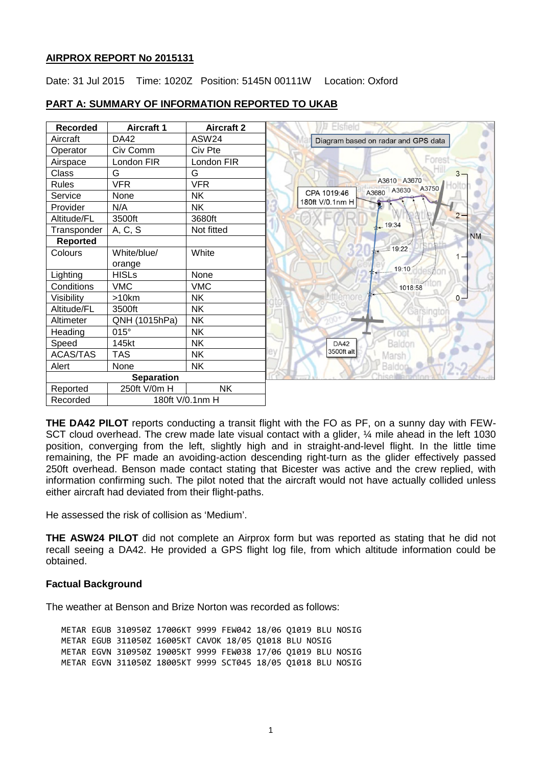**AIRPROX REPORT No 2015131**

Date: 31 Jul 2015 Time: 1020Z Position: 5145N 00111W Location: Oxford

**PART A: SUMMARY OF INFORMATION REPORTED TO UKAB**

| Recorded | Aircraft 1 | Aircraft 2 |
|---|---|---|
| Aircraft | DA42 | ASW24 |
| Operator | Civ Comm | Civ Pte |
| Airspace | London FIR | London FIR |
| Class | G | G |
| Rules | VFR | VFR |
| Service | None | NK |
| Provider | N/A | NK |
| Altitude/FL | 3500ft | 3680ft |
| Transponder | A, C, S | Not fitted |
| **Reported** | | |
| Colours | White/blue/orange | White |
| Lighting | HISLs | None |
| Conditions | VMC | VMC |
| Visibility | >10km | NK |
| Altitude/FL | 3500ft | NK |
| Altimeter | QNH (1015hPa) | NK |
| Heading | 015° | NK |
| Speed | 145kt | NK |
| ACAS/TAS | TAS | NK |
| Alert | None | NK |
| **Separation** | | |
| Reported | 250ft V/0m H | NK |
| Recorded | 180ft V/0.1nm H | |

Diagram based on radar and GPS data

**THE DA42 PILOT** reports conducting a transit flight with the FO as PF, on a sunny day with FEW-SCT cloud overhead. The crew made late visual contact with a glider, ¼ mile ahead in the left 1030 position, converging from the left, slightly high and in straight-and-level flight. In the little time remaining, the PF made an avoiding-action descending right-turn as the glider effectively passed 250ft overhead. Benson made contact stating that Bicester was active and the crew replied, with information confirming such. The pilot noted that the aircraft would not have actually collided unless either aircraft had deviated from their flight-paths.

He assessed the risk of collision as 'Medium'.

**THE ASW24 PILOT** did not complete an Airprox form but was reported as stating that he did not recall seeing a DA42. He provided a GPS flight log file, from which altitude information could be obtained.

**Factual Background**

The weather at Benson and Brize Norton was recorded as follows:

```
METAR EGUB 310950Z 17006KT 9999 FEW042 18/06 Q1019 BLU NOSIG
METAR EGUB 311050Z 16005KT CAVOK 18/05 Q1018 BLU NOSIG
METAR EGVN 310950Z 19005KT 9999 FEW038 17/06 Q1019 BLU NOSIG
METAR EGVN 311050Z 18005KT 9999 SCT045 18/05 Q1018 BLU NOSIG
```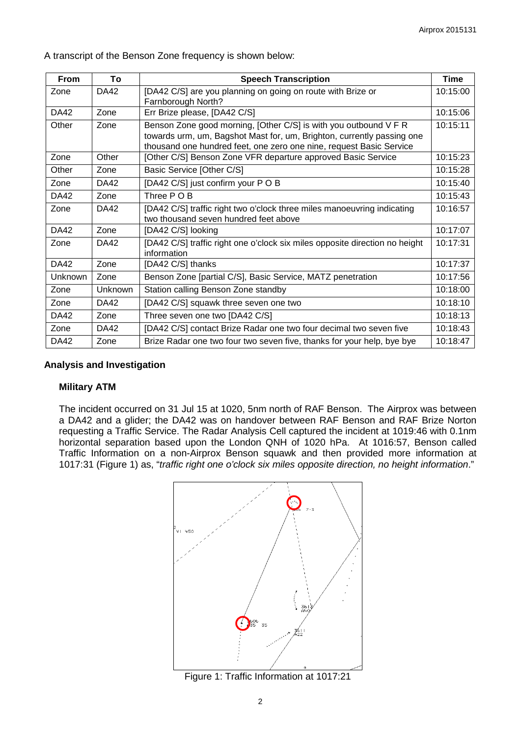A transcript of the Benson Zone frequency is shown below:

| From | To | Speech Transcription | Time |
|---|---|---|---|
| Zone | DA42 | [DA42 C/S] are you planning on going on route with Brize or Farnborough North? | 10:15:00 |
| DA42 | Zone | Err Brize please, [DA42 C/S] | 10:15:06 |
| Other | Zone | Benson Zone good morning, [Other C/S] is with you outbound V F R towards urm, um, Bagshot Mast for, um, Brighton, currently passing one thousand one hundred feet, one zero one nine, request Basic Service | 10:15:11 |
| Zone | Other | [Other C/S] Benson Zone VFR departure approved Basic Service | 10:15:23 |
| Other | Zone | Basic Service [Other C/S] | 10:15:28 |
| Zone | DA42 | [DA42 C/S] just confirm your P O B | 10:15:40 |
| DA42 | Zone | Three P O B | 10:15:43 |
| Zone | DA42 | [DA42 C/S] traffic right two o'clock three miles manoeuvring indicating two thousand seven hundred feet above | 10:16:57 |
| DA42 | Zone | [DA42 C/S] looking | 10:17:07 |
| Zone | DA42 | [DA42 C/S] traffic right one o'clock six miles opposite direction no height information | 10:17:31 |
| DA42 | Zone | [DA42 C/S] thanks | 10:17:37 |
| Unknown | Zone | Benson Zone [partial C/S], Basic Service, MATZ penetration | 10:17:56 |
| Zone | Unknown | Station calling Benson Zone standby | 10:18:00 |
| Zone | DA42 | [DA42 C/S] squawk three seven one two | 10:18:10 |
| DA42 | Zone | Three seven one two [DA42 C/S] | 10:18:13 |
| Zone | DA42 | [DA42 C/S] contact Brize Radar one two four decimal two seven five | 10:18:43 |
| DA42 | Zone | Brize Radar one two four two seven five, thanks for your help, bye bye | 10:18:47 |

## Analysis and Investigation

### Military ATM

The incident occurred on 31 Jul 15 at 1020, 5nm north of RAF Benson. The Airprox was between a DA42 and a glider; the DA42 was on handover between RAF Benson and RAF Brize Norton requesting a Traffic Service. The Radar Analysis Cell captured the incident at 1019:46 with 0.1nm horizontal separation based upon the London QNH of 1020 hPa. At 1016:57, Benson called Traffic Information on a non-Airprox Benson squawk and then provided more information at 1017:31 (Figure 1) as, "*traffic right one o'clock six miles opposite direction, no height information*."

Figure 1: Traffic Information at 1017:21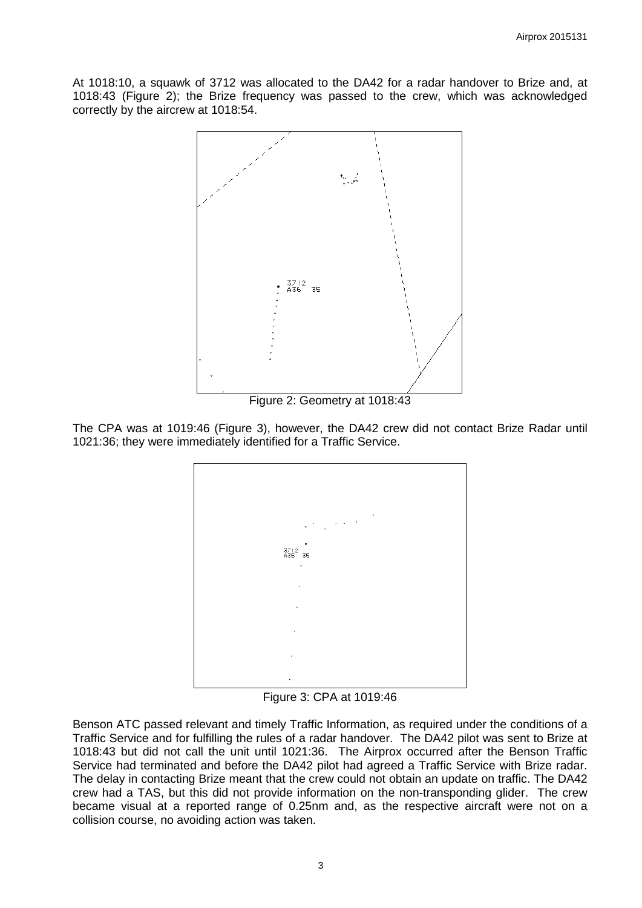At 1018:10, a squawk of 3712 was allocated to the DA42 for a radar handover to Brize and, at 1018:43 (Figure 2); the Brize frequency was passed to the crew, which was acknowledged correctly by the aircrew at 1018:54.

Figure 2: Geometry at 1018:43

The CPA was at 1019:46 (Figure 3), however, the DA42 crew did not contact Brize Radar until 1021:36; they were immediately identified for a Traffic Service.

Figure 3: CPA at 1019:46

Benson ATC passed relevant and timely Traffic Information, as required under the conditions of a Traffic Service and for fulfilling the rules of a radar handover. The DA42 pilot was sent to Brize at 1018:43 but did not call the unit until 1021:36. The Airprox occurred after the Benson Traffic Service had terminated and before the DA42 pilot had agreed a Traffic Service with Brize radar. The delay in contacting Brize meant that the crew could not obtain an update on traffic. The DA42 crew had a TAS, but this did not provide information on the non-transponding glider. The crew became visual at a reported range of 0.25nm and, as the respective aircraft were not on a collision course, no avoiding action was taken.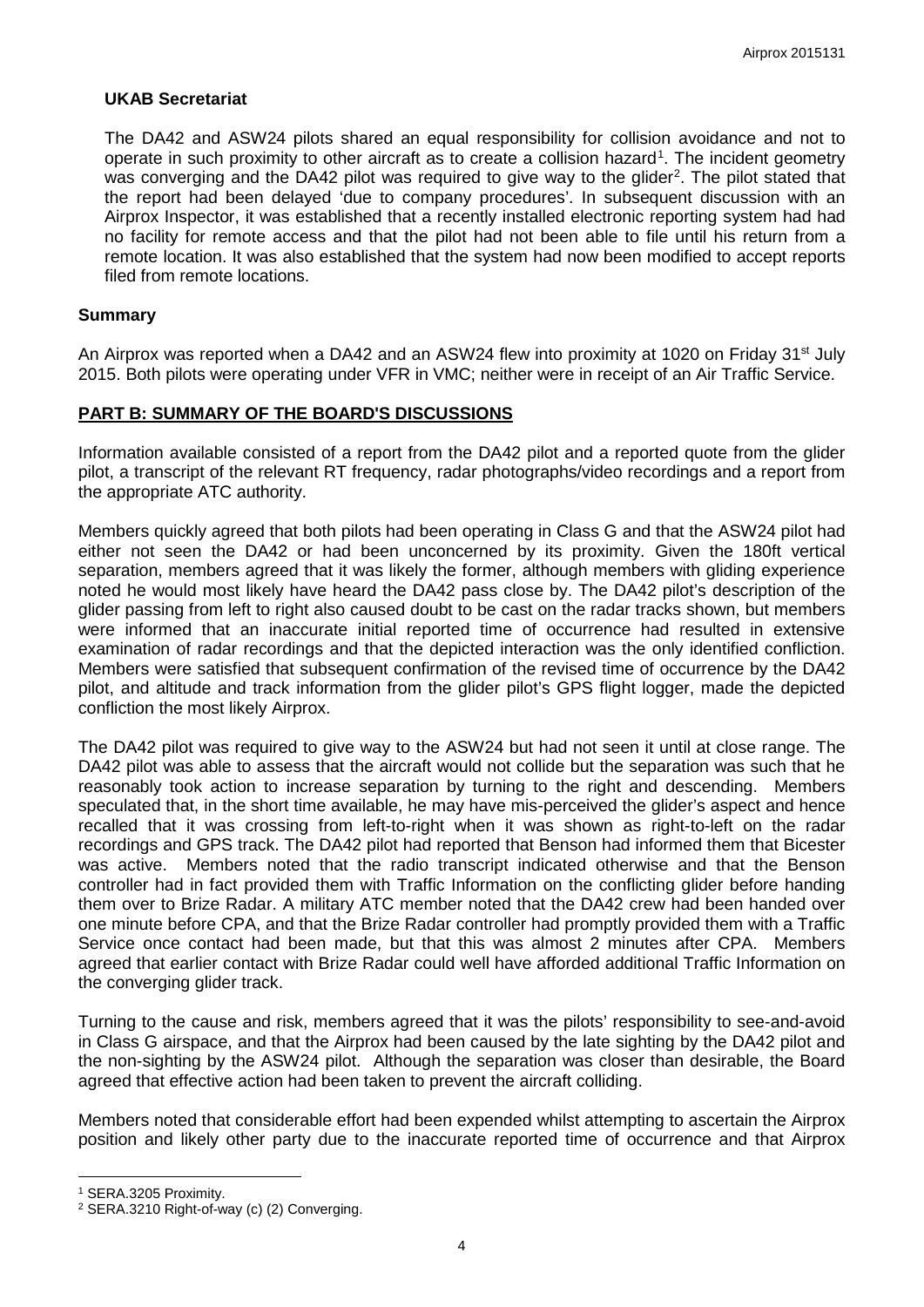### UKAB Secretariat

The DA42 and ASW24 pilots shared an equal responsibility for collision avoidance and not to operate in such proximity to other aircraft as to create a collision hazard[1]. The incident geometry was converging and the DA42 pilot was required to give way to the glider[2]. The pilot stated that the report had been delayed 'due to company procedures'. In subsequent discussion with an Airprox Inspector, it was established that a recently installed electronic reporting system had had no facility for remote access and that the pilot had not been able to file until his return from a remote location. It was also established that the system had now been modified to accept reports filed from remote locations.

### Summary

An Airprox was reported when a DA42 and an ASW24 flew into proximity at 1020 on Friday 31st July 2015. Both pilots were operating under VFR in VMC; neither were in receipt of an Air Traffic Service.

## PART B: SUMMARY OF THE BOARD'S DISCUSSIONS

Information available consisted of a report from the DA42 pilot and a reported quote from the glider pilot, a transcript of the relevant RT frequency, radar photographs/video recordings and a report from the appropriate ATC authority.

Members quickly agreed that both pilots had been operating in Class G and that the ASW24 pilot had either not seen the DA42 or had been unconcerned by its proximity. Given the 180ft vertical separation, members agreed that it was likely the former, although members with gliding experience noted he would most likely have heard the DA42 pass close by. The DA42 pilot's description of the glider passing from left to right also caused doubt to be cast on the radar tracks shown, but members were informed that an inaccurate initial reported time of occurrence had resulted in extensive examination of radar recordings and that the depicted interaction was the only identified confliction. Members were satisfied that subsequent confirmation of the revised time of occurrence by the DA42 pilot, and altitude and track information from the glider pilot's GPS flight logger, made the depicted confliction the most likely Airprox.

The DA42 pilot was required to give way to the ASW24 but had not seen it until at close range. The DA42 pilot was able to assess that the aircraft would not collide but the separation was such that he reasonably took action to increase separation by turning to the right and descending. Members speculated that, in the short time available, he may have mis-perceived the glider's aspect and hence recalled that it was crossing from left-to-right when it was shown as right-to-left on the radar recordings and GPS track. The DA42 pilot had reported that Benson had informed them that Bicester was active. Members noted that the radio transcript indicated otherwise and that the Benson controller had in fact provided them with Traffic Information on the conflicting glider before handing them over to Brize Radar. A military ATC member noted that the DA42 crew had been handed over one minute before CPA, and that the Brize Radar controller had promptly provided them with a Traffic Service once contact had been made, but that this was almost 2 minutes after CPA. Members agreed that earlier contact with Brize Radar could well have afforded additional Traffic Information on the converging glider track.

Turning to the cause and risk, members agreed that it was the pilots' responsibility to see-and-avoid in Class G airspace, and that the Airprox had been caused by the late sighting by the DA42 pilot and the non-sighting by the ASW24 pilot. Although the separation was closer than desirable, the Board agreed that effective action had been taken to prevent the aircraft colliding.

Members noted that considerable effort had been expended whilst attempting to ascertain the Airprox position and likely other party due to the inaccurate reported time of occurrence and that Airprox

---

[1] SERA.3205 Proximity.

[2] SERA.3210 Right-of-way (c) (2) Converging.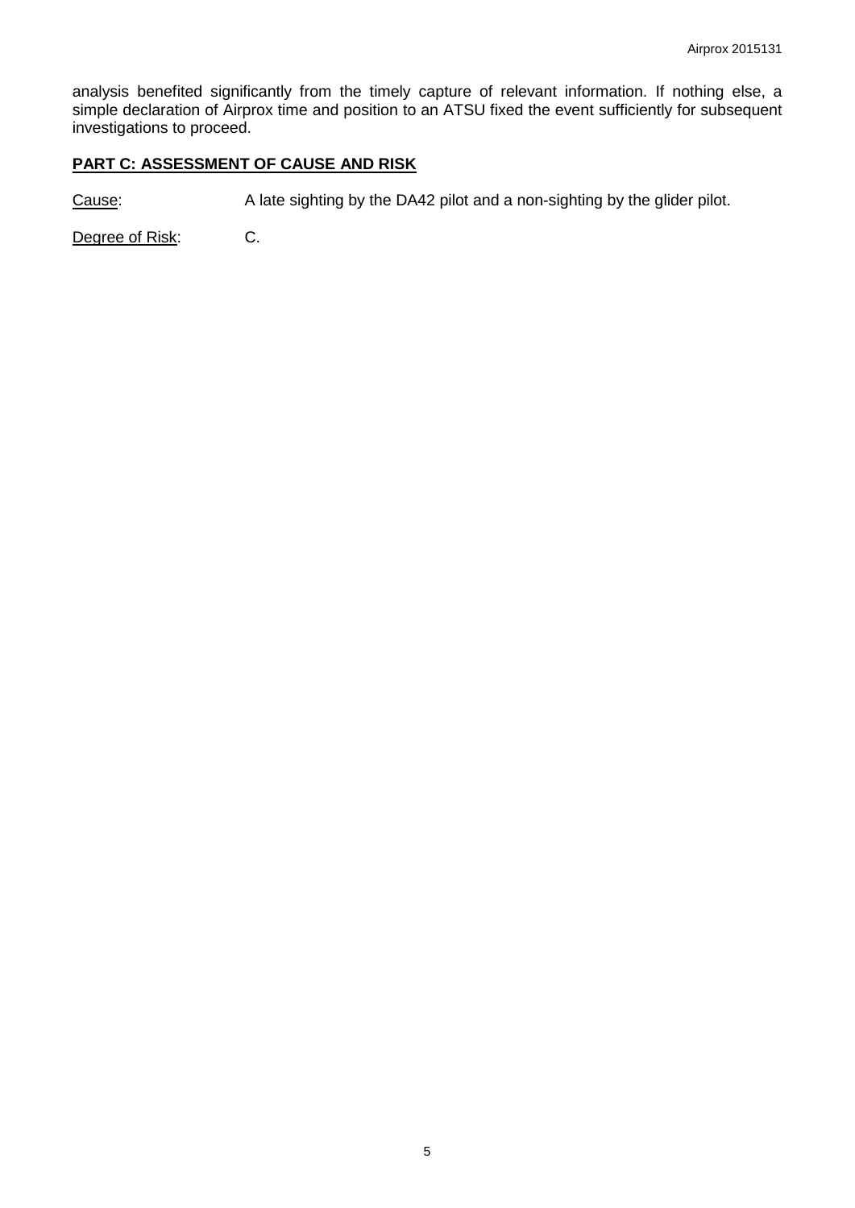analysis benefited significantly from the timely capture of relevant information. If nothing else, a simple declaration of Airprox time and position to an ATSU fixed the event sufficiently for subsequent investigations to proceed.

## PART C: ASSESSMENT OF CAUSE AND RISK

Cause: A late sighting by the DA42 pilot and a non-sighting by the glider pilot.

Degree of Risk: C.